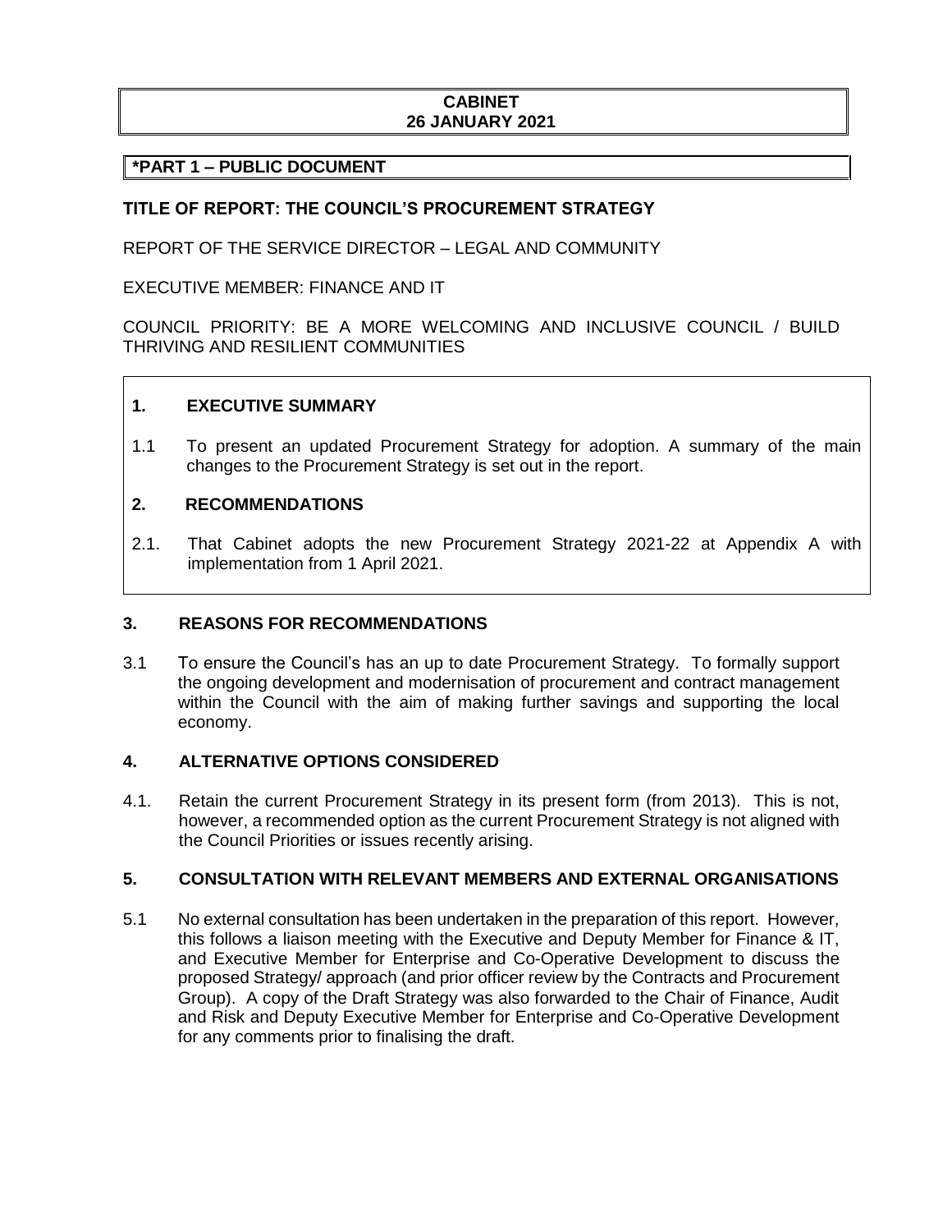**CABINET**
**26 JANUARY 2021**

**\*PART 1 – PUBLIC DOCUMENT**

**TITLE OF REPORT: THE COUNCIL'S PROCUREMENT STRATEGY**

REPORT OF THE SERVICE DIRECTOR – LEGAL AND COMMUNITY

EXECUTIVE MEMBER: FINANCE AND IT

COUNCIL PRIORITY: BE A MORE WELCOMING AND INCLUSIVE COUNCIL / BUILD THRIVING AND RESILIENT COMMUNITIES

## 1. EXECUTIVE SUMMARY

1.1 To present an updated Procurement Strategy for adoption. A summary of the main changes to the Procurement Strategy is set out in the report.

## 2. RECOMMENDATIONS

2.1. That Cabinet adopts the new Procurement Strategy 2021-22 at Appendix A with implementation from 1 April 2021.

## 3. REASONS FOR RECOMMENDATIONS

3.1 To ensure the Council's has an up to date Procurement Strategy. To formally support the ongoing development and modernisation of procurement and contract management within the Council with the aim of making further savings and supporting the local economy.

## 4. ALTERNATIVE OPTIONS CONSIDERED

4.1. Retain the current Procurement Strategy in its present form (from 2013). This is not, however, a recommended option as the current Procurement Strategy is not aligned with the Council Priorities or issues recently arising.

## 5. CONSULTATION WITH RELEVANT MEMBERS AND EXTERNAL ORGANISATIONS

5.1 No external consultation has been undertaken in the preparation of this report. However, this follows a liaison meeting with the Executive and Deputy Member for Finance & IT, and Executive Member for Enterprise and Co-Operative Development to discuss the proposed Strategy/ approach (and prior officer review by the Contracts and Procurement Group). A copy of the Draft Strategy was also forwarded to the Chair of Finance, Audit and Risk and Deputy Executive Member for Enterprise and Co-Operative Development for any comments prior to finalising the draft.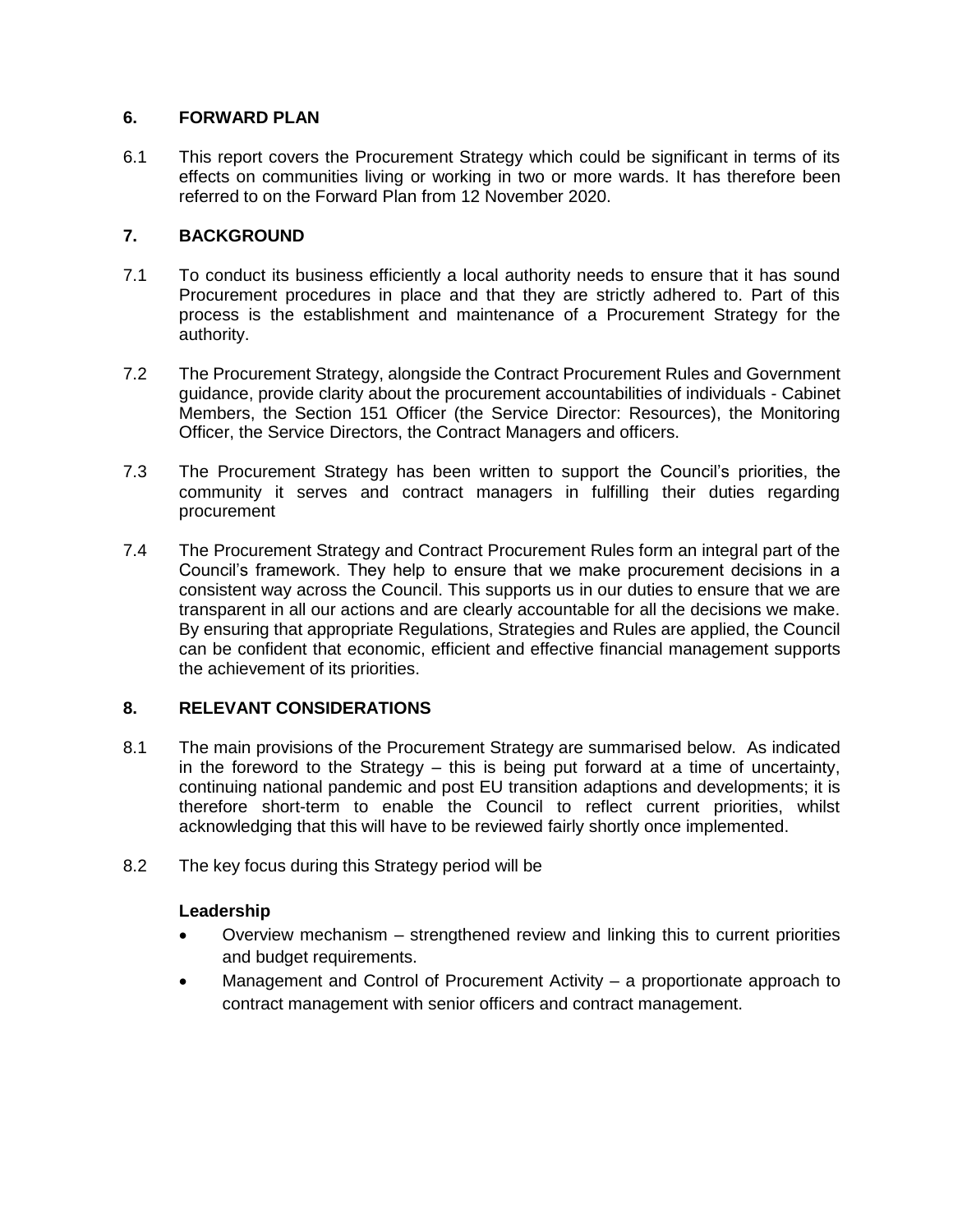## 6. FORWARD PLAN

6.1 This report covers the Procurement Strategy which could be significant in terms of its effects on communities living or working in two or more wards. It has therefore been referred to on the Forward Plan from 12 November 2020.

## 7. BACKGROUND

7.1 To conduct its business efficiently a local authority needs to ensure that it has sound Procurement procedures in place and that they are strictly adhered to. Part of this process is the establishment and maintenance of a Procurement Strategy for the authority.

7.2 The Procurement Strategy, alongside the Contract Procurement Rules and Government guidance, provide clarity about the procurement accountabilities of individuals - Cabinet Members, the Section 151 Officer (the Service Director: Resources), the Monitoring Officer, the Service Directors, the Contract Managers and officers.

7.3 The Procurement Strategy has been written to support the Council's priorities, the community it serves and contract managers in fulfilling their duties regarding procurement

7.4 The Procurement Strategy and Contract Procurement Rules form an integral part of the Council's framework. They help to ensure that we make procurement decisions in a consistent way across the Council. This supports us in our duties to ensure that we are transparent in all our actions and are clearly accountable for all the decisions we make. By ensuring that appropriate Regulations, Strategies and Rules are applied, the Council can be confident that economic, efficient and effective financial management supports the achievement of its priorities.

## 8. RELEVANT CONSIDERATIONS

8.1 The main provisions of the Procurement Strategy are summarised below. As indicated in the foreword to the Strategy – this is being put forward at a time of uncertainty, continuing national pandemic and post EU transition adaptions and developments; it is therefore short-term to enable the Council to reflect current priorities, whilst acknowledging that this will have to be reviewed fairly shortly once implemented.

8.2 The key focus during this Strategy period will be

**Leadership**

- Overview mechanism – strengthened review and linking this to current priorities and budget requirements.
- Management and Control of Procurement Activity – a proportionate approach to contract management with senior officers and contract management.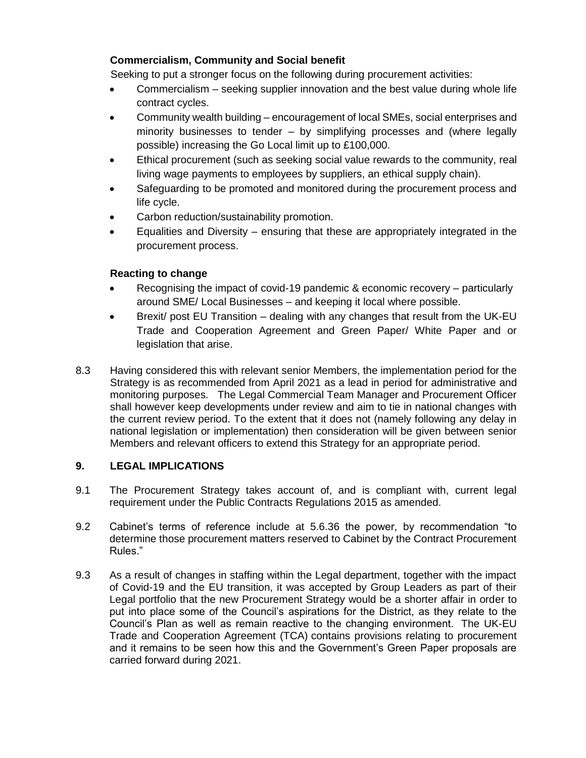**Commercialism, Community and Social benefit**

Seeking to put a stronger focus on the following during procurement activities:

- Commercialism – seeking supplier innovation and the best value during whole life contract cycles.
- Community wealth building – encouragement of local SMEs, social enterprises and minority businesses to tender – by simplifying processes and (where legally possible) increasing the Go Local limit up to £100,000.
- Ethical procurement (such as seeking social value rewards to the community, real living wage payments to employees by suppliers, an ethical supply chain).
- Safeguarding to be promoted and monitored during the procurement process and life cycle.
- Carbon reduction/sustainability promotion.
- Equalities and Diversity – ensuring that these are appropriately integrated in the procurement process.

**Reacting to change**

- Recognising the impact of covid-19 pandemic & economic recovery – particularly around SME/ Local Businesses – and keeping it local where possible.
- Brexit/ post EU Transition – dealing with any changes that result from the UK-EU Trade and Cooperation Agreement and Green Paper/ White Paper and or legislation that arise.

8.3 Having considered this with relevant senior Members, the implementation period for the Strategy is as recommended from April 2021 as a lead in period for administrative and monitoring purposes. The Legal Commercial Team Manager and Procurement Officer shall however keep developments under review and aim to tie in national changes with the current review period. To the extent that it does not (namely following any delay in national legislation or implementation) then consideration will be given between senior Members and relevant officers to extend this Strategy for an appropriate period.

## 9. LEGAL IMPLICATIONS

9.1 The Procurement Strategy takes account of, and is compliant with, current legal requirement under the Public Contracts Regulations 2015 as amended.

9.2 Cabinet's terms of reference include at 5.6.36 the power, by recommendation "to determine those procurement matters reserved to Cabinet by the Contract Procurement Rules."

9.3 As a result of changes in staffing within the Legal department, together with the impact of Covid-19 and the EU transition, it was accepted by Group Leaders as part of their Legal portfolio that the new Procurement Strategy would be a shorter affair in order to put into place some of the Council's aspirations for the District, as they relate to the Council's Plan as well as remain reactive to the changing environment. The UK-EU Trade and Cooperation Agreement (TCA) contains provisions relating to procurement and it remains to be seen how this and the Government's Green Paper proposals are carried forward during 2021.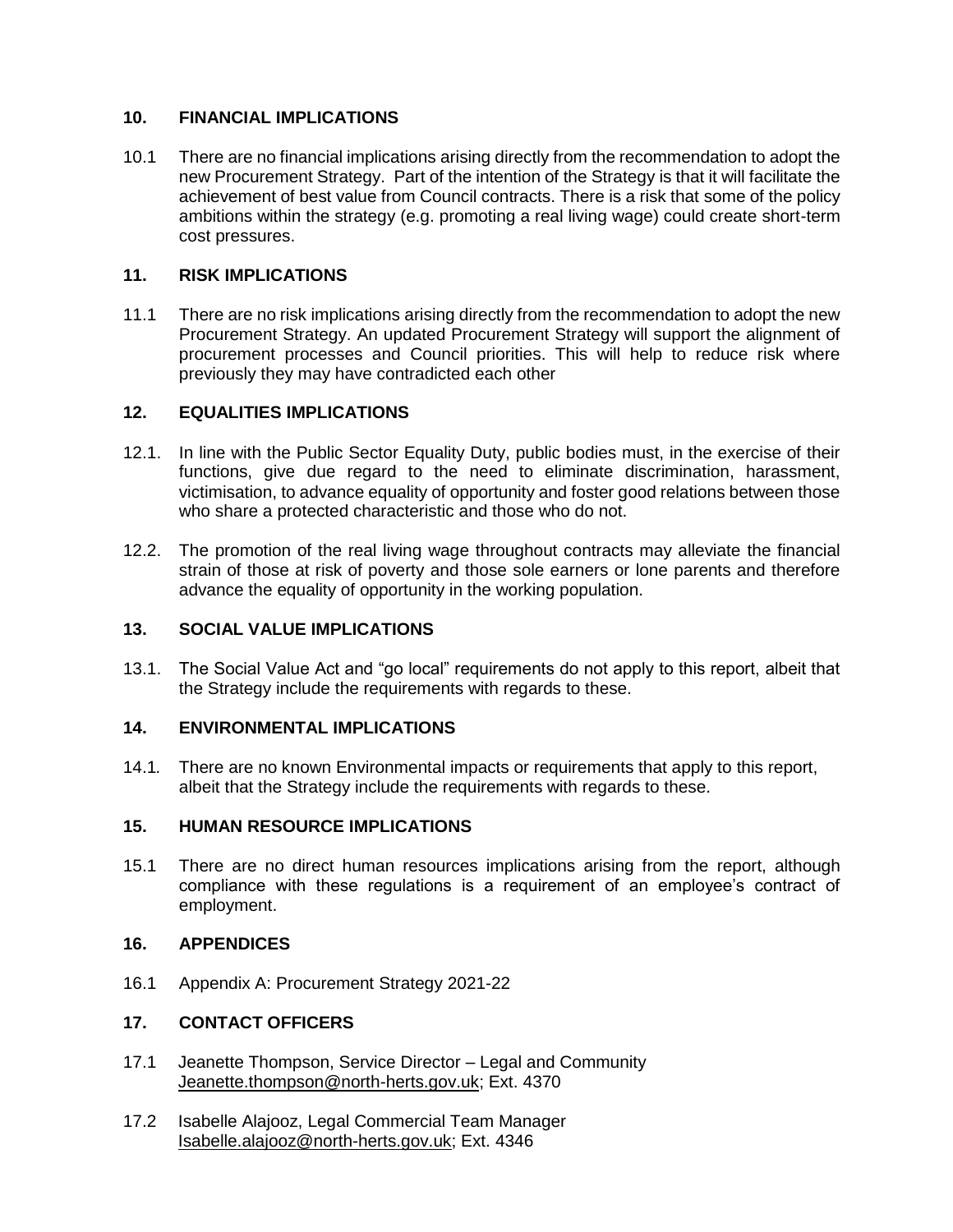## 10. FINANCIAL IMPLICATIONS

10.1 There are no financial implications arising directly from the recommendation to adopt the new Procurement Strategy. Part of the intention of the Strategy is that it will facilitate the achievement of best value from Council contracts. There is a risk that some of the policy ambitions within the strategy (e.g. promoting a real living wage) could create short-term cost pressures.

## 11. RISK IMPLICATIONS

11.1 There are no risk implications arising directly from the recommendation to adopt the new Procurement Strategy. An updated Procurement Strategy will support the alignment of procurement processes and Council priorities. This will help to reduce risk where previously they may have contradicted each other

## 12. EQUALITIES IMPLICATIONS

12.1. In line with the Public Sector Equality Duty, public bodies must, in the exercise of their functions, give due regard to the need to eliminate discrimination, harassment, victimisation, to advance equality of opportunity and foster good relations between those who share a protected characteristic and those who do not.

12.2. The promotion of the real living wage throughout contracts may alleviate the financial strain of those at risk of poverty and those sole earners or lone parents and therefore advance the equality of opportunity in the working population.

## 13. SOCIAL VALUE IMPLICATIONS

13.1. The Social Value Act and "go local" requirements do not apply to this report, albeit that the Strategy include the requirements with regards to these.

## 14. ENVIRONMENTAL IMPLICATIONS

14.1. There are no known Environmental impacts or requirements that apply to this report, albeit that the Strategy include the requirements with regards to these.

## 15. HUMAN RESOURCE IMPLICATIONS

15.1 There are no direct human resources implications arising from the report, although compliance with these regulations is a requirement of an employee's contract of employment.

## 16. APPENDICES

16.1 Appendix A: Procurement Strategy 2021-22

## 17. CONTACT OFFICERS

17.1 Jeanette Thompson, Service Director – Legal and Community
Jeanette.thompson@north-herts.gov.uk; Ext. 4370

17.2 Isabelle Alajooz, Legal Commercial Team Manager
Isabelle.alajooz@north-herts.gov.uk; Ext. 4346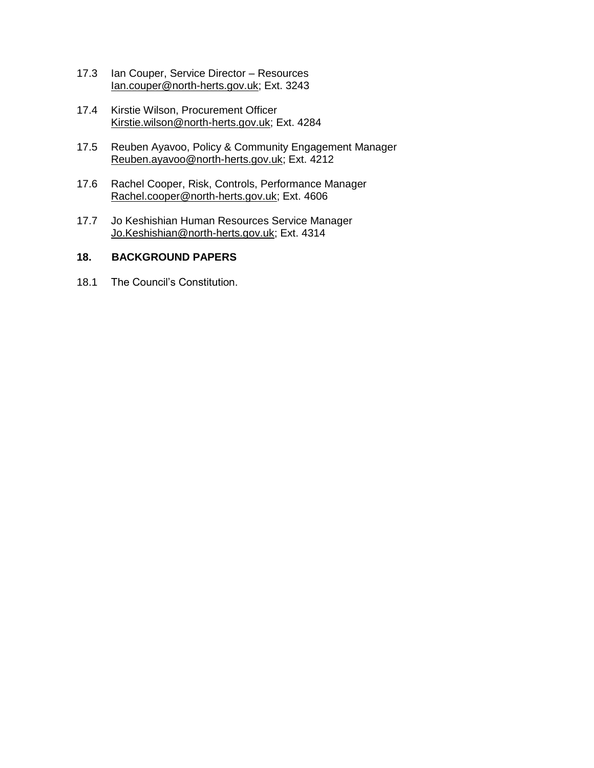17.3 Ian Couper, Service Director – Resources
Ian.couper@north-herts.gov.uk; Ext. 3243

17.4 Kirstie Wilson, Procurement Officer
Kirstie.wilson@north-herts.gov.uk; Ext. 4284

17.5 Reuben Ayavoo, Policy & Community Engagement Manager
Reuben.ayavoo@north-herts.gov.uk; Ext. 4212

17.6 Rachel Cooper, Risk, Controls, Performance Manager
Rachel.cooper@north-herts.gov.uk; Ext. 4606

17.7 Jo Keshishian Human Resources Service Manager
Jo.Keshishian@north-herts.gov.uk; Ext. 4314

## 18. BACKGROUND PAPERS

18.1 The Council's Constitution.